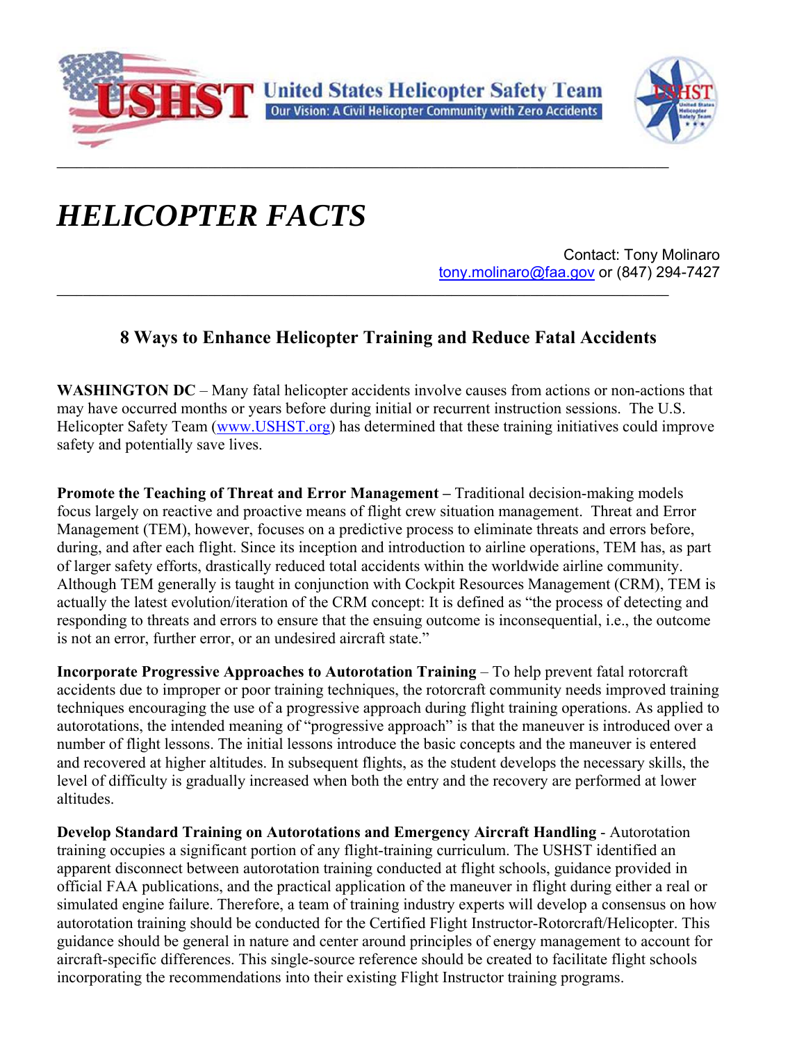United States Helicopter Safety Team

Our Vision: A Civil Helicopter Community with Zero Accidents

# *HELICOPTER FACTS*

Contact: Tony Molinaro
tony.molinaro@faa.gov or (847) 294-7427

## 8 Ways to Enhance Helicopter Training and Reduce Fatal Accidents

**WASHINGTON DC** – Many fatal helicopter accidents involve causes from actions or non-actions that may have occurred months or years before during initial or recurrent instruction sessions. The U.S. Helicopter Safety Team (www.USHST.org) has determined that these training initiatives could improve safety and potentially save lives.

**Promote the Teaching of Threat and Error Management –** Traditional decision-making models focus largely on reactive and proactive means of flight crew situation management. Threat and Error Management (TEM), however, focuses on a predictive process to eliminate threats and errors before, during, and after each flight. Since its inception and introduction to airline operations, TEM has, as part of larger safety efforts, drastically reduced total accidents within the worldwide airline community. Although TEM generally is taught in conjunction with Cockpit Resources Management (CRM), TEM is actually the latest evolution/iteration of the CRM concept: It is defined as "the process of detecting and responding to threats and errors to ensure that the ensuing outcome is inconsequential, i.e., the outcome is not an error, further error, or an undesired aircraft state."

**Incorporate Progressive Approaches to Autorotation Training** – To help prevent fatal rotorcraft accidents due to improper or poor training techniques, the rotorcraft community needs improved training techniques encouraging the use of a progressive approach during flight training operations. As applied to autorotations, the intended meaning of "progressive approach" is that the maneuver is introduced over a number of flight lessons. The initial lessons introduce the basic concepts and the maneuver is entered and recovered at higher altitudes. In subsequent flights, as the student develops the necessary skills, the level of difficulty is gradually increased when both the entry and the recovery are performed at lower altitudes.

**Develop Standard Training on Autorotations and Emergency Aircraft Handling** - Autorotation training occupies a significant portion of any flight-training curriculum. The USHST identified an apparent disconnect between autorotation training conducted at flight schools, guidance provided in official FAA publications, and the practical application of the maneuver in flight during either a real or simulated engine failure. Therefore, a team of training industry experts will develop a consensus on how autorotation training should be conducted for the Certified Flight Instructor-Rotorcraft/Helicopter. This guidance should be general in nature and center around principles of energy management to account for aircraft-specific differences. This single-source reference should be created to facilitate flight schools incorporating the recommendations into their existing Flight Instructor training programs.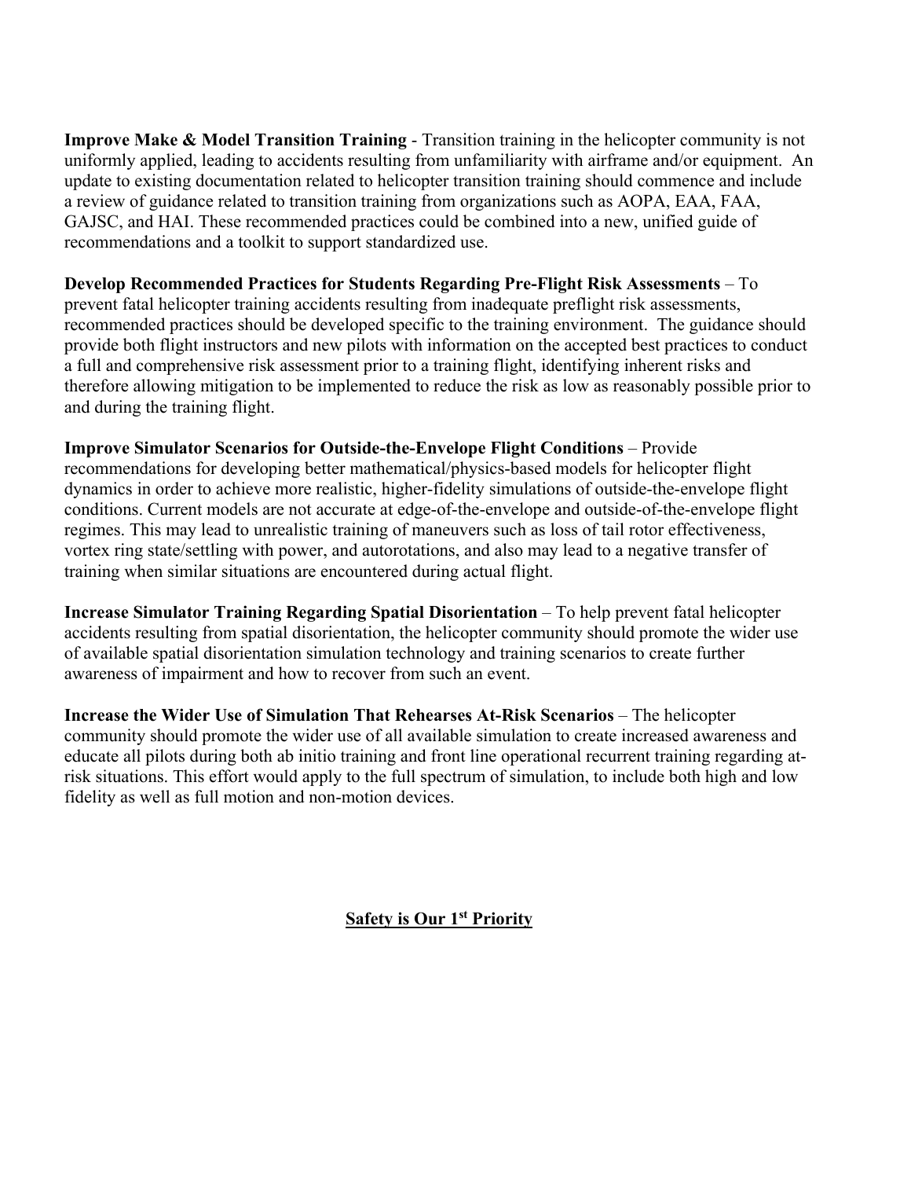**Improve Make & Model Transition Training** - Transition training in the helicopter community is not uniformly applied, leading to accidents resulting from unfamiliarity with airframe and/or equipment. An update to existing documentation related to helicopter transition training should commence and include a review of guidance related to transition training from organizations such as AOPA, EAA, FAA, GAJSC, and HAI. These recommended practices could be combined into a new, unified guide of recommendations and a toolkit to support standardized use.

**Develop Recommended Practices for Students Regarding Pre-Flight Risk Assessments** – To prevent fatal helicopter training accidents resulting from inadequate preflight risk assessments, recommended practices should be developed specific to the training environment. The guidance should provide both flight instructors and new pilots with information on the accepted best practices to conduct a full and comprehensive risk assessment prior to a training flight, identifying inherent risks and therefore allowing mitigation to be implemented to reduce the risk as low as reasonably possible prior to and during the training flight.

**Improve Simulator Scenarios for Outside-the-Envelope Flight Conditions** – Provide recommendations for developing better mathematical/physics-based models for helicopter flight dynamics in order to achieve more realistic, higher-fidelity simulations of outside-the-envelope flight conditions. Current models are not accurate at edge-of-the-envelope and outside-of-the-envelope flight regimes. This may lead to unrealistic training of maneuvers such as loss of tail rotor effectiveness, vortex ring state/settling with power, and autorotations, and also may lead to a negative transfer of training when similar situations are encountered during actual flight.

**Increase Simulator Training Regarding Spatial Disorientation** – To help prevent fatal helicopter accidents resulting from spatial disorientation, the helicopter community should promote the wider use of available spatial disorientation simulation technology and training scenarios to create further awareness of impairment and how to recover from such an event.

**Increase the Wider Use of Simulation That Rehearses At-Risk Scenarios** – The helicopter community should promote the wider use of all available simulation to create increased awareness and educate all pilots during both ab initio training and front line operational recurrent training regarding at-risk situations. This effort would apply to the full spectrum of simulation, to include both high and low fidelity as well as full motion and non-motion devices.

**Safety is Our 1st Priority**